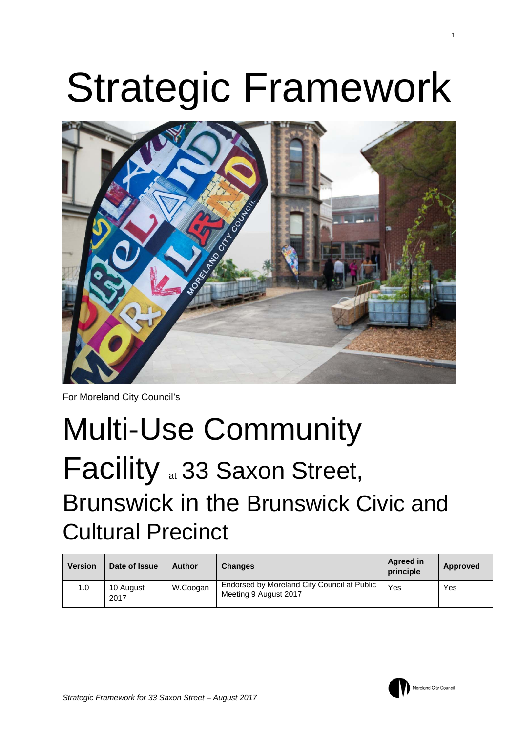# Strategic Framework

For Moreland City Council's

# Multi-Use Community Facility at 33 Saxon Street, Brunswick in the Brunswick Civic and Cultural Precinct

| Version | Date of Issue | Author | Changes | Agreed in principle | Approved |
|---|---|---|---|---|---|
| 1.0 | 10 August 2017 | W.Coogan | Endorsed by Moreland City Council at Public Meeting 9 August 2017 | Yes | Yes |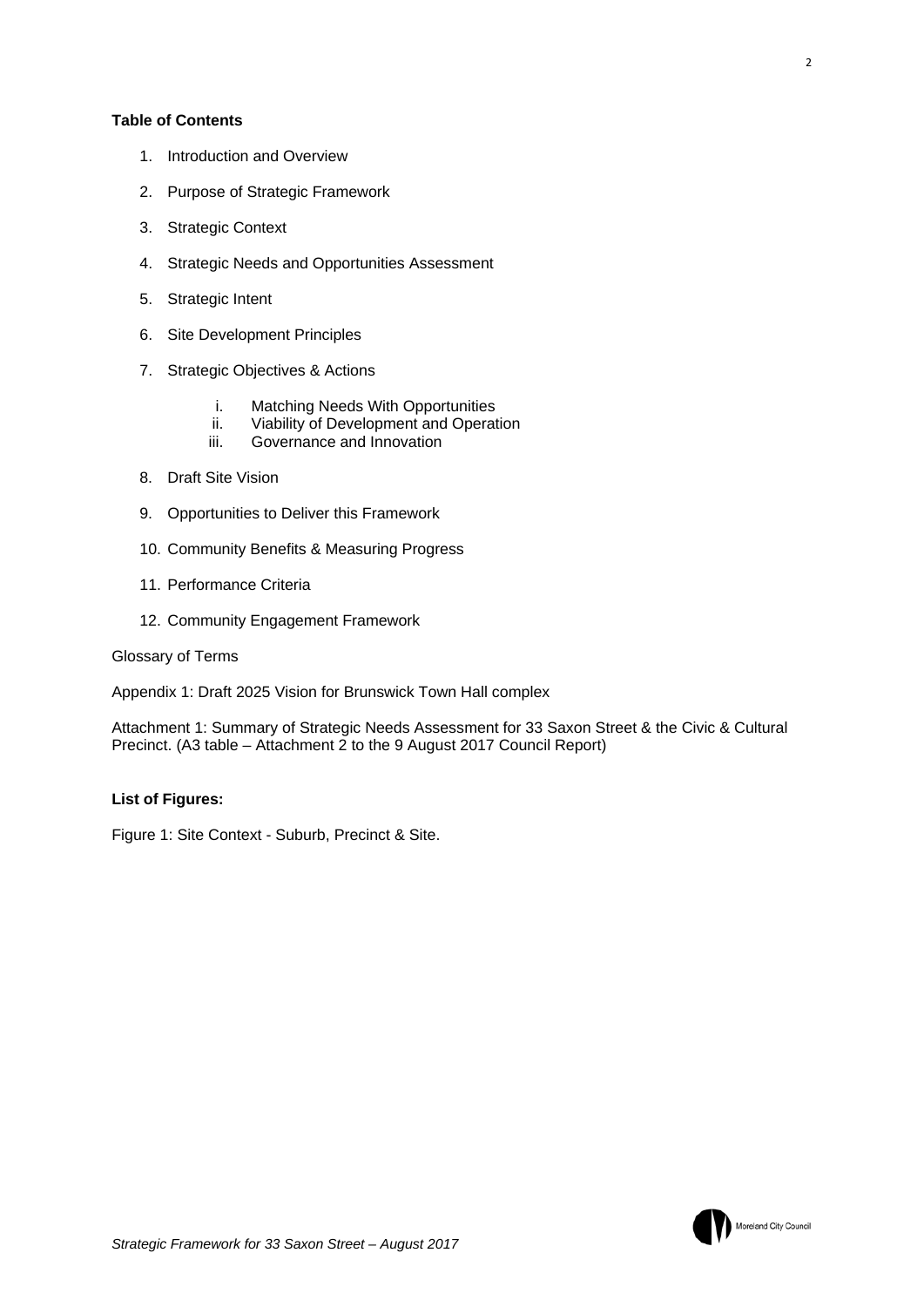**Table of Contents**

1. Introduction and Overview
2. Purpose of Strategic Framework
3. Strategic Context
4. Strategic Needs and Opportunities Assessment
5. Strategic Intent
6. Site Development Principles
7. Strategic Objectives & Actions
    i. Matching Needs With Opportunities
    ii. Viability of Development and Operation
    iii. Governance and Innovation
8. Draft Site Vision
9. Opportunities to Deliver this Framework
10. Community Benefits & Measuring Progress
11. Performance Criteria
12. Community Engagement Framework

Glossary of Terms

Appendix 1: Draft 2025 Vision for Brunswick Town Hall complex

Attachment 1: Summary of Strategic Needs Assessment for 33 Saxon Street & the Civic & Cultural Precinct. (A3 table – Attachment 2 to the 9 August 2017 Council Report)

**List of Figures:**

Figure 1: Site Context - Suburb, Precinct & Site.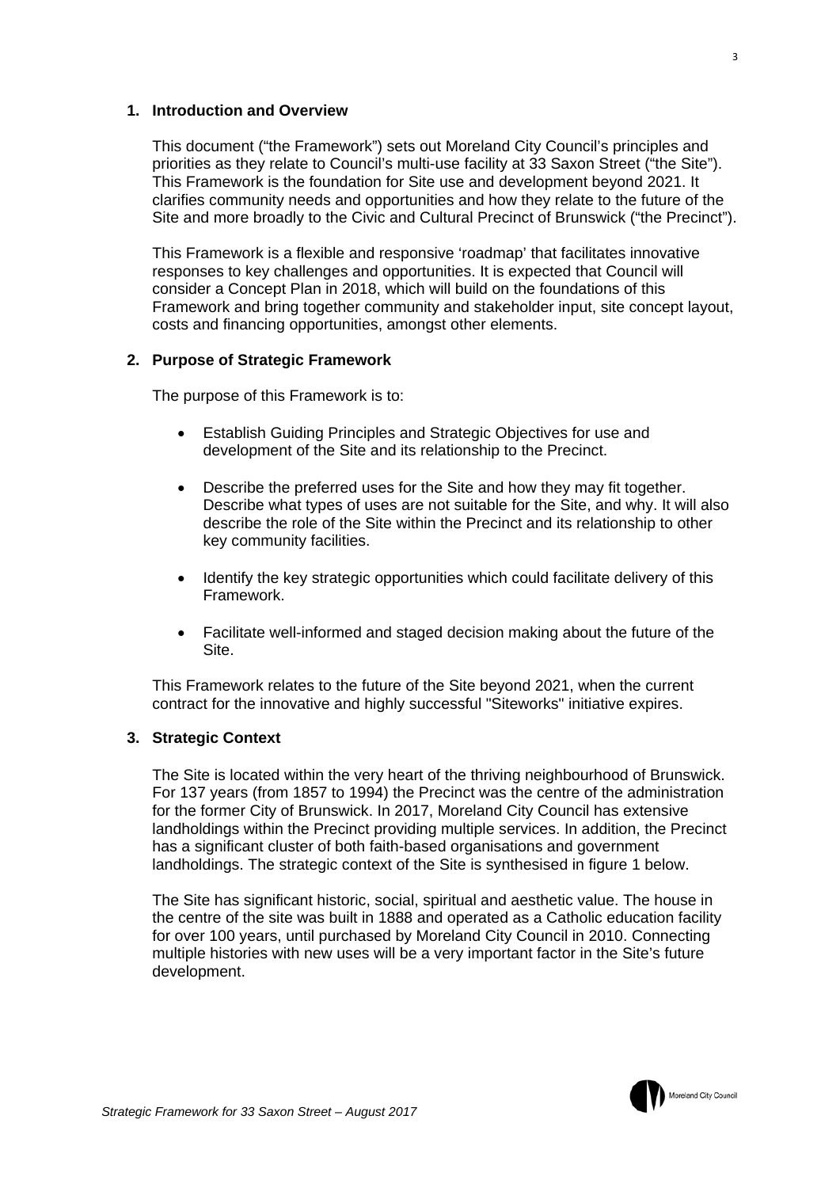## 1. Introduction and Overview

This document ("the Framework") sets out Moreland City Council's principles and priorities as they relate to Council's multi-use facility at 33 Saxon Street ("the Site"). This Framework is the foundation for Site use and development beyond 2021. It clarifies community needs and opportunities and how they relate to the future of the Site and more broadly to the Civic and Cultural Precinct of Brunswick ("the Precinct").

This Framework is a flexible and responsive 'roadmap' that facilitates innovative responses to key challenges and opportunities. It is expected that Council will consider a Concept Plan in 2018, which will build on the foundations of this Framework and bring together community and stakeholder input, site concept layout, costs and financing opportunities, amongst other elements.

## 2. Purpose of Strategic Framework

The purpose of this Framework is to:

- Establish Guiding Principles and Strategic Objectives for use and development of the Site and its relationship to the Precinct.
- Describe the preferred uses for the Site and how they may fit together. Describe what types of uses are not suitable for the Site, and why. It will also describe the role of the Site within the Precinct and its relationship to other key community facilities.
- Identify the key strategic opportunities which could facilitate delivery of this Framework.
- Facilitate well-informed and staged decision making about the future of the Site.

This Framework relates to the future of the Site beyond 2021, when the current contract for the innovative and highly successful "Siteworks" initiative expires.

## 3. Strategic Context

The Site is located within the very heart of the thriving neighbourhood of Brunswick. For 137 years (from 1857 to 1994) the Precinct was the centre of the administration for the former City of Brunswick. In 2017, Moreland City Council has extensive landholdings within the Precinct providing multiple services. In addition, the Precinct has a significant cluster of both faith-based organisations and government landholdings. The strategic context of the Site is synthesised in figure 1 below.

The Site has significant historic, social, spiritual and aesthetic value. The house in the centre of the site was built in 1888 and operated as a Catholic education facility for over 100 years, until purchased by Moreland City Council in 2010. Connecting multiple histories with new uses will be a very important factor in the Site's future development.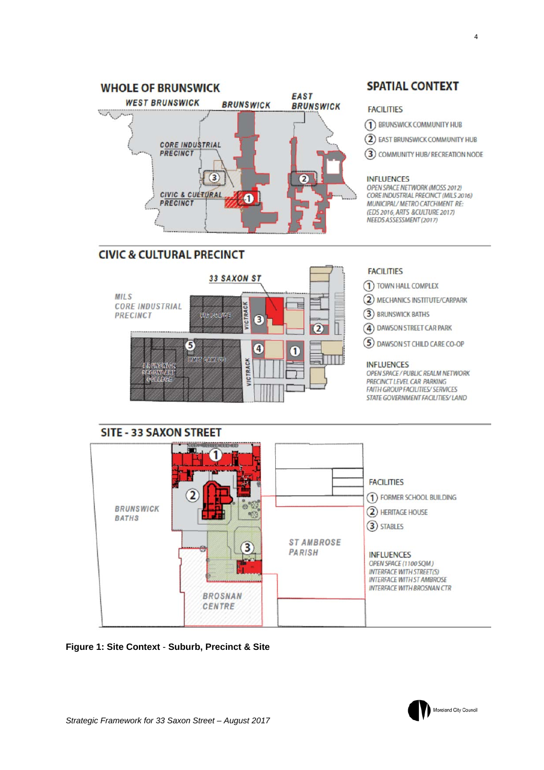## WHOLE OF BRUNSWICK

WEST BRUNSWICK — BRUNSWICK — EAST BRUNSWICK

CORE INDUSTRIAL PRECINCT

CIVIC & CULTURAL PRECINCT

## SPATIAL CONTEXT

FACILITIES

1. BRUNSWICK COMMUNITY HUB
2. EAST BRUNSWICK COMMUNITY HUB
3. COMMUNITY HUB/ RECREATION NODE

INFLUENCES

*OPEN SPACE NETWORK (MOSS 2012)*
*CORE INDUSTRIAL PRECINCT (MILS 2016)*
*MUNICIPAL/ METRO CATCHMENT RE: (EDS 2016, ARTS &CULTURE 2017) NEEDS ASSESSMENT (2017)*

## CIVIC & CULTURAL PRECINCT

33 SAXON ST

MILS CORE INDUSTRIAL PRECINCT

VIC POLICE — BRUNSWICK SECONDARY COLLEGE — RMIT CAMPUS — VICTRACK

FACILITIES

1. TOWN HALL COMPLEX
2. MECHANICS INSTITUTE/CARPARK
3. BRUNSWICK BATHS
4. DAWSON STREET CAR PARK
5. DAWSON ST CHILD CARE CO-OP

INFLUENCES

*OPEN SPACE / PUBLIC REALM NETWORK*
*PRECINCT LEVEL CAR PARKING*
*FAITH GROUP FACILITIES/ SERVICES*
*STATE GOVERNMENT FACILITIES/ LAND*

## SITE - 33 SAXON STREET

BRUNSWICK BATHS — ST AMBROSE PARISH — BROSNAN CENTRE

FACILITIES

1. FORMER SCHOOL BUILDING
2. HERITAGE HOUSE
3. STABLES

INFLUENCES

*OPEN SPACE (1100 SQM)*
*INTERFACE WITH STREET(S)*
*INTERFACE WITH ST AMBROSE*
*INTERFACE WITH BROSNAN CTR*

**Figure 1: Site Context** - **Suburb, Precinct & Site**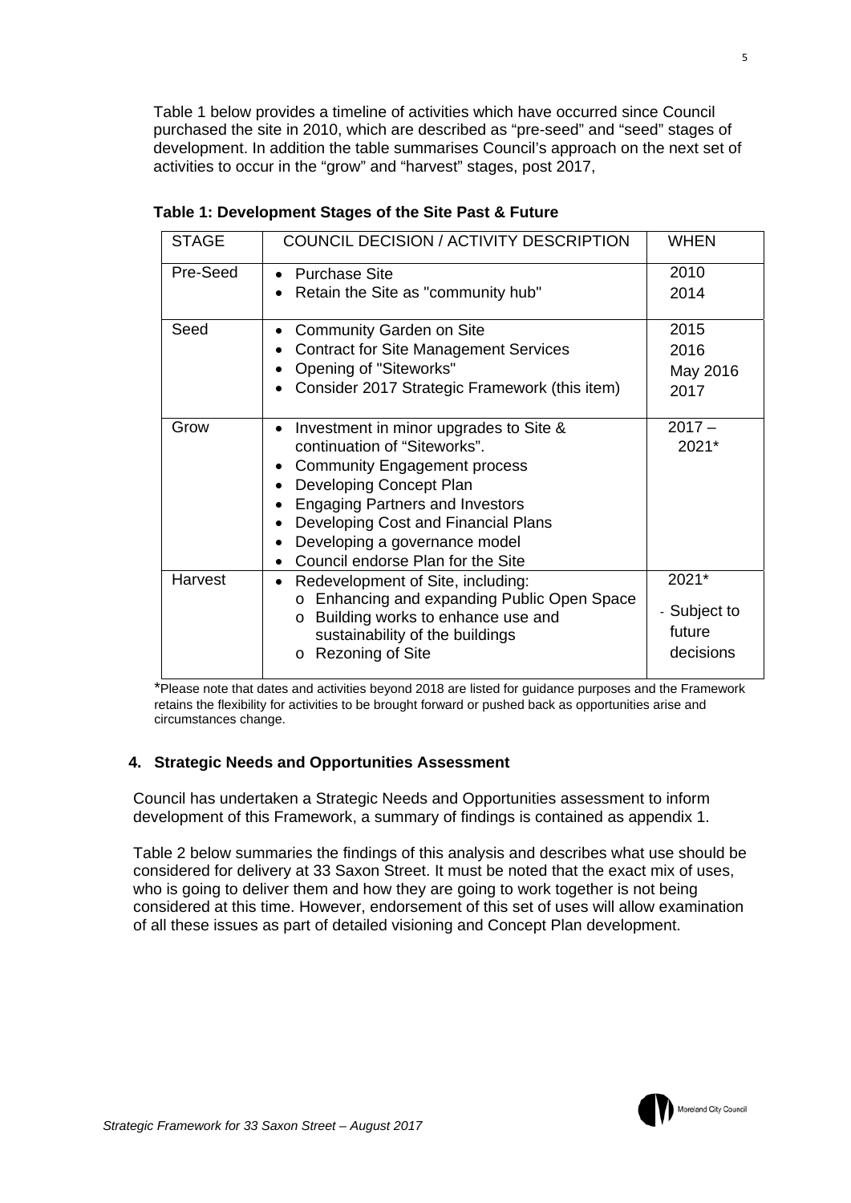Table 1 below provides a timeline of activities which have occurred since Council purchased the site in 2010, which are described as "pre-seed" and "seed" stages of development. In addition the table summarises Council's approach on the next set of activities to occur in the "grow" and "harvest" stages, post 2017,

**Table 1: Development Stages of the Site Past & Future**

| STAGE | COUNCIL DECISION / ACTIVITY DESCRIPTION | WHEN |
|---|---|---|
| Pre-Seed | • Purchase Site<br>• Retain the Site as "community hub" | 2010<br>2014 |
| Seed | • Community Garden on Site<br>• Contract for Site Management Services<br>• Opening of "Siteworks"<br>• Consider 2017 Strategic Framework (this item) | 2015<br>2016<br>May 2016<br>2017 |
| Grow | • Investment in minor upgrades to Site & continuation of "Siteworks".<br>• Community Engagement process<br>• Developing Concept Plan<br>• Engaging Partners and Investors<br>• Developing Cost and Financial Plans<br>• Developing a governance model<br>• Council endorse Plan for the Site | 2017 – 2021* |
| Harvest | • Redevelopment of Site, including:<br>o Enhancing and expanding Public Open Space<br>o Building works to enhance use and sustainability of the buildings<br>o Rezoning of Site | 2021*<br>- Subject to future decisions |

*Please note that dates and activities beyond 2018 are listed for guidance purposes and the Framework retains the flexibility for activities to be brought forward or pushed back as opportunities arise and circumstances change.

## 4. Strategic Needs and Opportunities Assessment

Council has undertaken a Strategic Needs and Opportunities assessment to inform development of this Framework, a summary of findings is contained as appendix 1.

Table 2 below summaries the findings of this analysis and describes what use should be considered for delivery at 33 Saxon Street. It must be noted that the exact mix of uses, who is going to deliver them and how they are going to work together is not being considered at this time. However, endorsement of this set of uses will allow examination of all these issues as part of detailed visioning and Concept Plan development.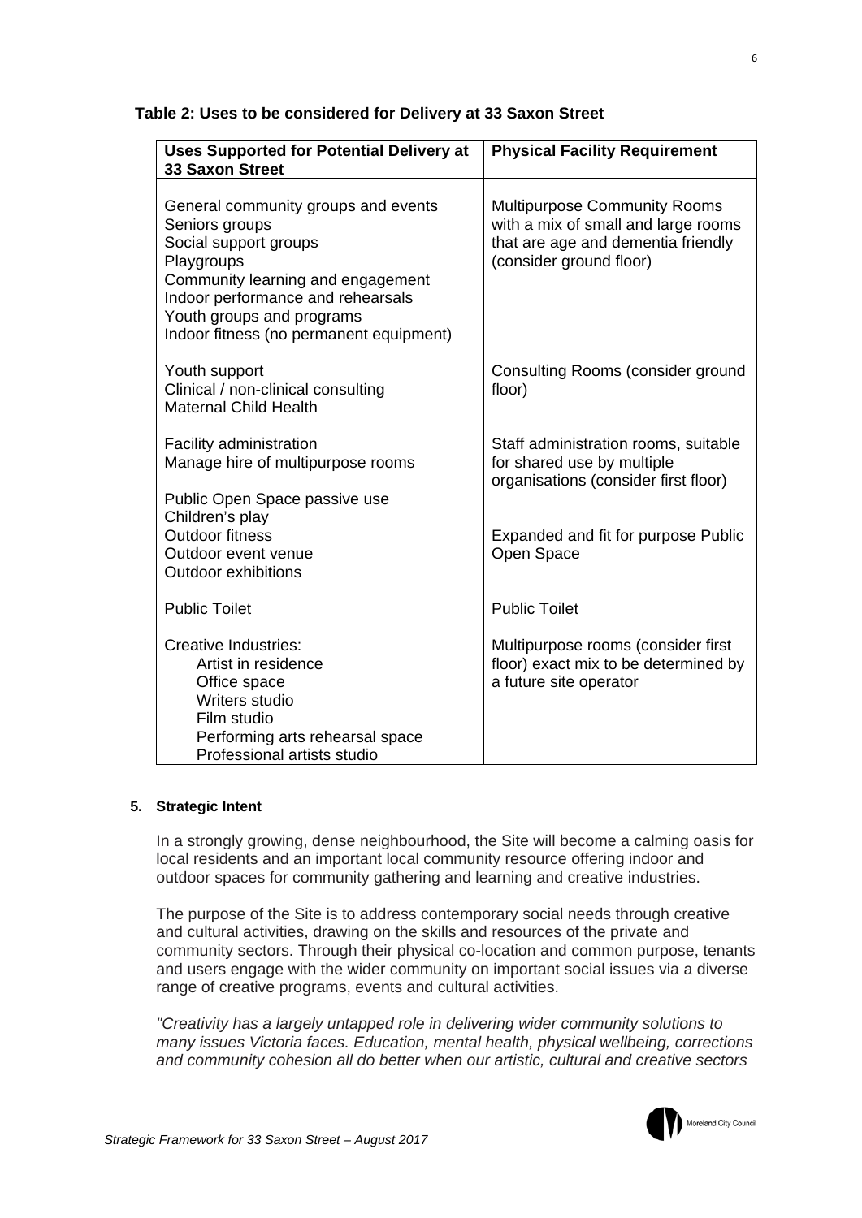**Table 2: Uses to be considered for Delivery at 33 Saxon Street**

| Uses Supported for Potential Delivery at 33 Saxon Street | Physical Facility Requirement |
|---|---|
| General community groups and events<br>Seniors groups<br>Social support groups<br>Playgroups<br>Community learning and engagement<br>Indoor performance and rehearsals<br>Youth groups and programs<br>Indoor fitness (no permanent equipment) | Multipurpose Community Rooms with a mix of small and large rooms that are age and dementia friendly (consider ground floor) |
| Youth support<br>Clinical / non-clinical consulting<br>Maternal Child Health | Consulting Rooms (consider ground floor) |
| Facility administration<br>Manage hire of multipurpose rooms | Staff administration rooms, suitable for shared use by multiple organisations (consider first floor) |
| Public Open Space passive use<br>Children's play<br>Outdoor fitness<br>Outdoor event venue<br>Outdoor exhibitions | Expanded and fit for purpose Public Open Space |
| Public Toilet | Public Toilet |
| Creative Industries:<br>Artist in residence<br>Office space<br>Writers studio<br>Film studio<br>Performing arts rehearsal space<br>Professional artists studio | Multipurpose rooms (consider first floor) exact mix to be determined by a future site operator |

## 5. Strategic Intent

In a strongly growing, dense neighbourhood, the Site will become a calming oasis for local residents and an important local community resource offering indoor and outdoor spaces for community gathering and learning and creative industries.

The purpose of the Site is to address contemporary social needs through creative and cultural activities, drawing on the skills and resources of the private and community sectors. Through their physical co-location and common purpose, tenants and users engage with the wider community on important social issues via a diverse range of creative programs, events and cultural activities.

*"Creativity has a largely untapped role in delivering wider community solutions to many issues Victoria faces. Education, mental health, physical wellbeing, corrections and community cohesion all do better when our artistic, cultural and creative sectors*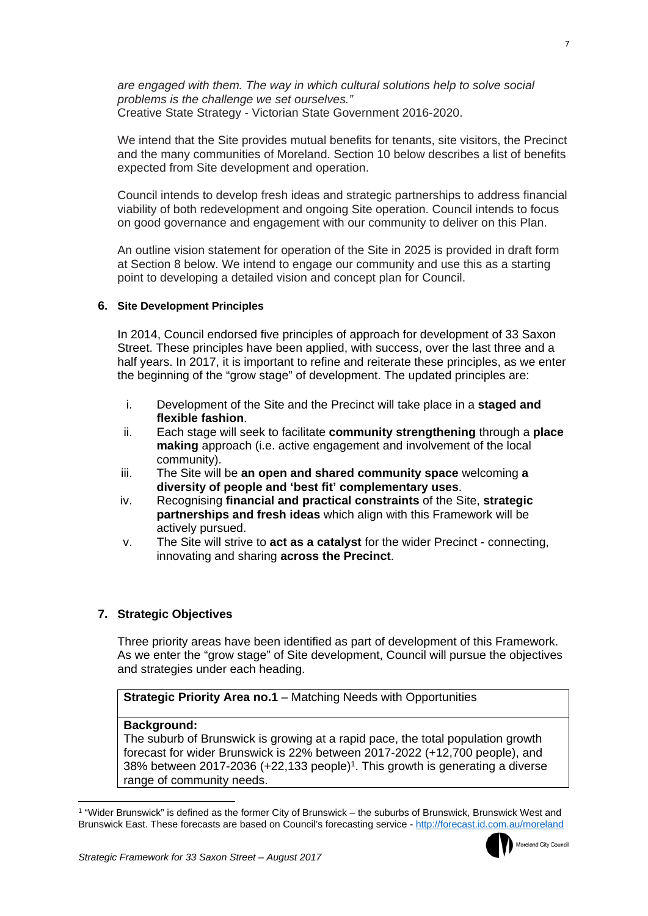*are engaged with them. The way in which cultural solutions help to solve social problems is the challenge we set ourselves."*
Creative State Strategy - Victorian State Government 2016-2020.

We intend that the Site provides mutual benefits for tenants, site visitors, the Precinct and the many communities of Moreland. Section 10 below describes a list of benefits expected from Site development and operation.

Council intends to develop fresh ideas and strategic partnerships to address financial viability of both redevelopment and ongoing Site operation. Council intends to focus on good governance and engagement with our community to deliver on this Plan.

An outline vision statement for operation of the Site in 2025 is provided in draft form at Section 8 below. We intend to engage our community and use this as a starting point to developing a detailed vision and concept plan for Council.

## 6. Site Development Principles

In 2014, Council endorsed five principles of approach for development of 33 Saxon Street. These principles have been applied, with success, over the last three and a half years. In 2017, it is important to refine and reiterate these principles, as we enter the beginning of the "grow stage" of development. The updated principles are:

i. Development of the Site and the Precinct will take place in a **staged and flexible fashion**.
ii. Each stage will seek to facilitate **community strengthening** through a **place making** approach (i.e. active engagement and involvement of the local community).
iii. The Site will be **an open and shared community space** welcoming **a diversity of people and 'best fit' complementary uses**.
iv. Recognising **financial and practical constraints** of the Site, **strategic partnerships and fresh ideas** which align with this Framework will be actively pursued.
v. The Site will strive to **act as a catalyst** for the wider Precinct - connecting, innovating and sharing **across the Precinct**.

## 7. Strategic Objectives

Three priority areas have been identified as part of development of this Framework. As we enter the "grow stage" of Site development, Council will pursue the objectives and strategies under each heading.

| **Strategic Priority Area no.1** – Matching Needs with Opportunities |
|---|
| **Background:**<br>The suburb of Brunswick is growing at a rapid pace, the total population growth forecast for wider Brunswick is 22% between 2017-2022 (+12,700 people), and 38% between 2017-2036 (+22,133 people)[1]. This growth is generating a diverse range of community needs. |

[1] "Wider Brunswick" is defined as the former City of Brunswick – the suburbs of Brunswick, Brunswick West and Brunswick East. These forecasts are based on Council's forecasting service - http://forecast.id.com.au/moreland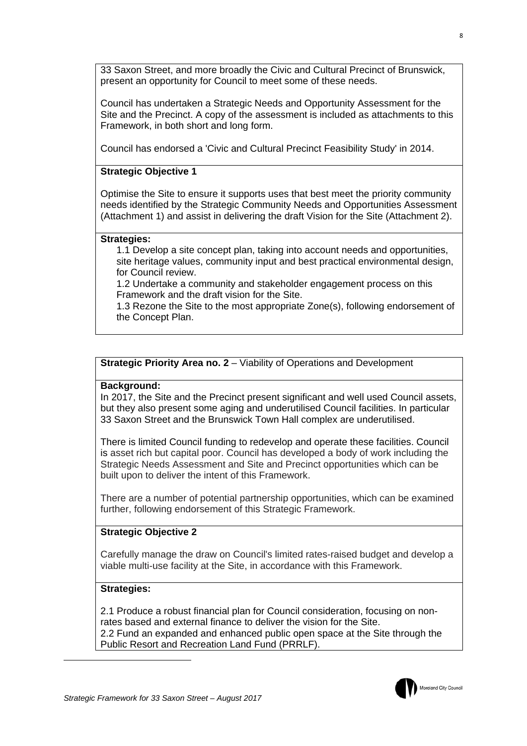33 Saxon Street, and more broadly the Civic and Cultural Precinct of Brunswick, present an opportunity for Council to meet some of these needs.

Council has undertaken a Strategic Needs and Opportunity Assessment for the Site and the Precinct. A copy of the assessment is included as attachments to this Framework, in both short and long form.

Council has endorsed a 'Civic and Cultural Precinct Feasibility Study' in 2014.

**Strategic Objective 1**

Optimise the Site to ensure it supports uses that best meet the priority community needs identified by the Strategic Community Needs and Opportunities Assessment (Attachment 1) and assist in delivering the draft Vision for the Site (Attachment 2).

**Strategies:**

1.1 Develop a site concept plan, taking into account needs and opportunities, site heritage values, community input and best practical environmental design, for Council review.
1.2 Undertake a community and stakeholder engagement process on this Framework and the draft vision for the Site.
1.3 Rezone the Site to the most appropriate Zone(s), following endorsement of the Concept Plan.

**Strategic Priority Area no. 2** – Viability of Operations and Development

**Background:**
In 2017, the Site and the Precinct present significant and well used Council assets, but they also present some aging and underutilised Council facilities. In particular 33 Saxon Street and the Brunswick Town Hall complex are underutilised.

There is limited Council funding to redevelop and operate these facilities. Council is asset rich but capital poor. Council has developed a body of work including the Strategic Needs Assessment and Site and Precinct opportunities which can be built upon to deliver the intent of this Framework.

There are a number of potential partnership opportunities, which can be examined further, following endorsement of this Strategic Framework.

**Strategic Objective 2**

Carefully manage the draw on Council's limited rates-raised budget and develop a viable multi-use facility at the Site, in accordance with this Framework.

**Strategies:**

2.1 Produce a robust financial plan for Council consideration, focusing on non-rates based and external finance to deliver the vision for the Site.
2.2 Fund an expanded and enhanced public open space at the Site through the Public Resort and Recreation Land Fund (PRRLF).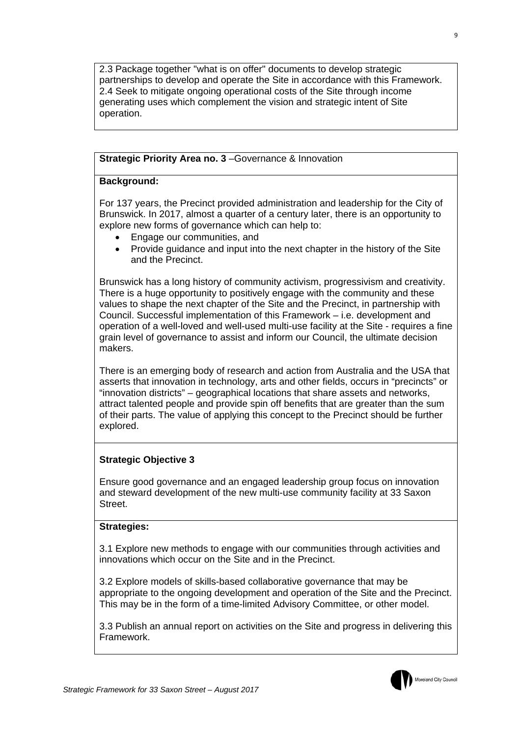2.3 Package together "what is on offer" documents to develop strategic partnerships to develop and operate the Site in accordance with this Framework.
2.4 Seek to mitigate ongoing operational costs of the Site through income generating uses which complement the vision and strategic intent of Site operation.

**Strategic Priority Area no. 3** –Governance & Innovation

**Background:**

For 137 years, the Precinct provided administration and leadership for the City of Brunswick. In 2017, almost a quarter of a century later, there is an opportunity to explore new forms of governance which can help to:

- Engage our communities, and
- Provide guidance and input into the next chapter in the history of the Site and the Precinct.

Brunswick has a long history of community activism, progressivism and creativity. There is a huge opportunity to positively engage with the community and these values to shape the next chapter of the Site and the Precinct, in partnership with Council. Successful implementation of this Framework – i.e. development and operation of a well-loved and well-used multi-use facility at the Site - requires a fine grain level of governance to assist and inform our Council, the ultimate decision makers.

There is an emerging body of research and action from Australia and the USA that asserts that innovation in technology, arts and other fields, occurs in "precincts" or "innovation districts" – geographical locations that share assets and networks, attract talented people and provide spin off benefits that are greater than the sum of their parts. The value of applying this concept to the Precinct should be further explored.

**Strategic Objective 3**

Ensure good governance and an engaged leadership group focus on innovation and steward development of the new multi-use community facility at 33 Saxon Street.

**Strategies:**

3.1 Explore new methods to engage with our communities through activities and innovations which occur on the Site and in the Precinct.

3.2 Explore models of skills-based collaborative governance that may be appropriate to the ongoing development and operation of the Site and the Precinct. This may be in the form of a time-limited Advisory Committee, or other model.

3.3 Publish an annual report on activities on the Site and progress in delivering this Framework.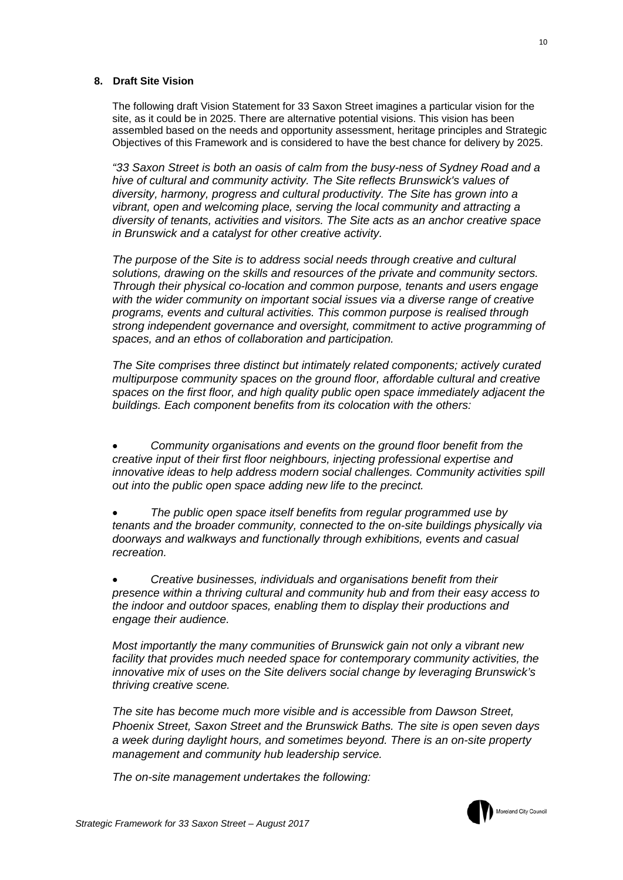## 8. Draft Site Vision

The following draft Vision Statement for 33 Saxon Street imagines a particular vision for the site, as it could be in 2025. There are alternative potential visions. This vision has been assembled based on the needs and opportunity assessment, heritage principles and Strategic Objectives of this Framework and is considered to have the best chance for delivery by 2025.

*"33 Saxon Street is both an oasis of calm from the busy-ness of Sydney Road and a hive of cultural and community activity. The Site reflects Brunswick's values of diversity, harmony, progress and cultural productivity. The Site has grown into a vibrant, open and welcoming place, serving the local community and attracting a diversity of tenants, activities and visitors. The Site acts as an anchor creative space in Brunswick and a catalyst for other creative activity.*

*The purpose of the Site is to address social needs through creative and cultural solutions, drawing on the skills and resources of the private and community sectors. Through their physical co-location and common purpose, tenants and users engage with the wider community on important social issues via a diverse range of creative programs, events and cultural activities. This common purpose is realised through strong independent governance and oversight, commitment to active programming of spaces, and an ethos of collaboration and participation.*

*The Site comprises three distinct but intimately related components; actively curated multipurpose community spaces on the ground floor, affordable cultural and creative spaces on the first floor, and high quality public open space immediately adjacent the buildings. Each component benefits from its colocation with the others:*

- *Community organisations and events on the ground floor benefit from the creative input of their first floor neighbours, injecting professional expertise and innovative ideas to help address modern social challenges. Community activities spill out into the public open space adding new life to the precinct.*
- *The public open space itself benefits from regular programmed use by tenants and the broader community, connected to the on-site buildings physically via doorways and walkways and functionally through exhibitions, events and casual recreation.*
- *Creative businesses, individuals and organisations benefit from their presence within a thriving cultural and community hub and from their easy access to the indoor and outdoor spaces, enabling them to display their productions and engage their audience.*

*Most importantly the many communities of Brunswick gain not only a vibrant new facility that provides much needed space for contemporary community activities, the innovative mix of uses on the Site delivers social change by leveraging Brunswick's thriving creative scene.*

*The site has become much more visible and is accessible from Dawson Street, Phoenix Street, Saxon Street and the Brunswick Baths. The site is open seven days a week during daylight hours, and sometimes beyond. There is an on-site property management and community hub leadership service.*

*The on-site management undertakes the following:*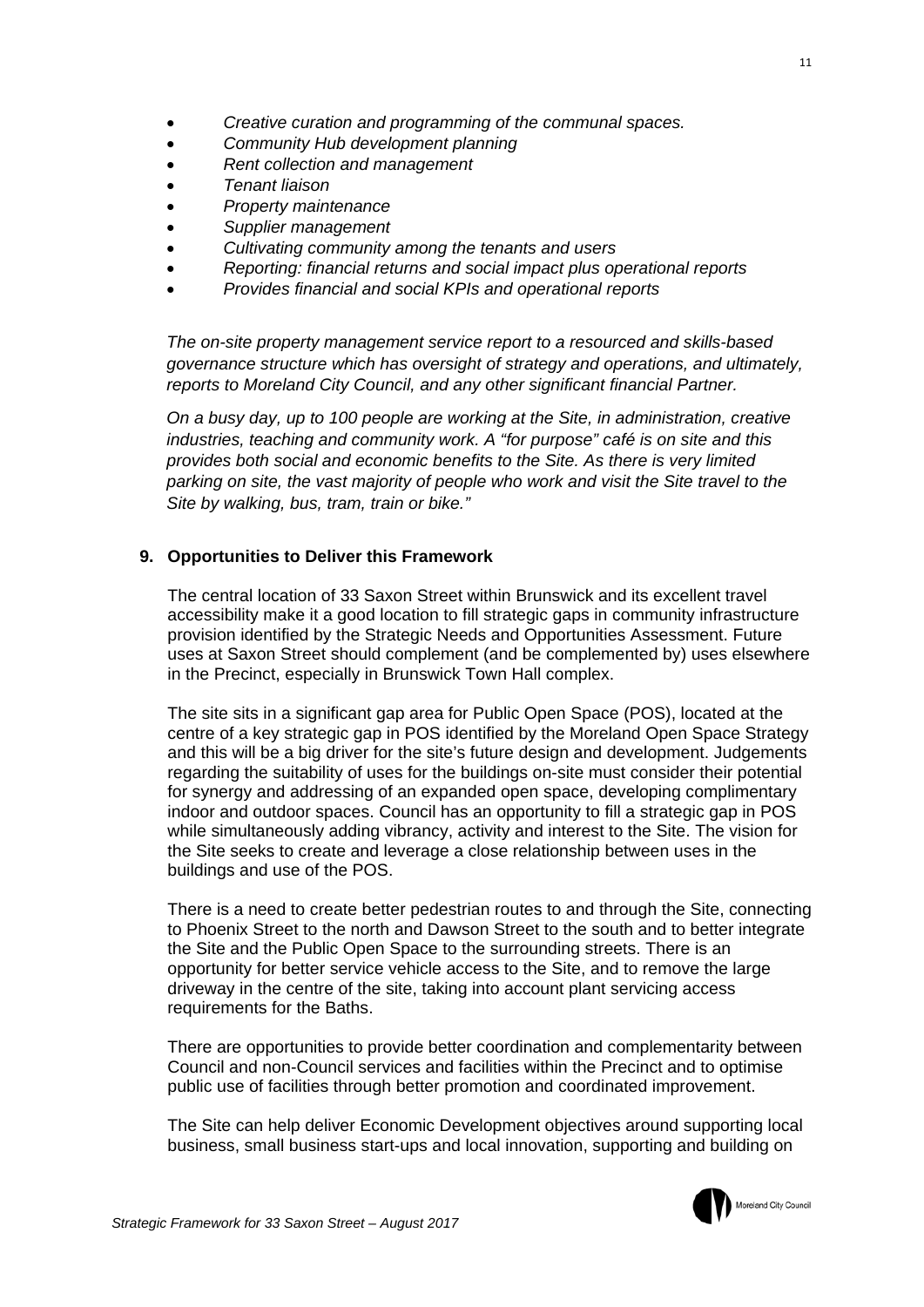- *Creative curation and programming of the communal spaces.*
- *Community Hub development planning*
- *Rent collection and management*
- *Tenant liaison*
- *Property maintenance*
- *Supplier management*
- *Cultivating community among the tenants and users*
- *Reporting: financial returns and social impact plus operational reports*
- *Provides financial and social KPIs and operational reports*

*The on-site property management service report to a resourced and skills-based governance structure which has oversight of strategy and operations, and ultimately, reports to Moreland City Council, and any other significant financial Partner.*

*On a busy day, up to 100 people are working at the Site, in administration, creative industries, teaching and community work. A "for purpose" café is on site and this provides both social and economic benefits to the Site. As there is very limited parking on site, the vast majority of people who work and visit the Site travel to the Site by walking, bus, tram, train or bike."*

## 9. Opportunities to Deliver this Framework

The central location of 33 Saxon Street within Brunswick and its excellent travel accessibility make it a good location to fill strategic gaps in community infrastructure provision identified by the Strategic Needs and Opportunities Assessment. Future uses at Saxon Street should complement (and be complemented by) uses elsewhere in the Precinct, especially in Brunswick Town Hall complex.

The site sits in a significant gap area for Public Open Space (POS), located at the centre of a key strategic gap in POS identified by the Moreland Open Space Strategy and this will be a big driver for the site's future design and development. Judgements regarding the suitability of uses for the buildings on-site must consider their potential for synergy and addressing of an expanded open space, developing complimentary indoor and outdoor spaces. Council has an opportunity to fill a strategic gap in POS while simultaneously adding vibrancy, activity and interest to the Site. The vision for the Site seeks to create and leverage a close relationship between uses in the buildings and use of the POS.

There is a need to create better pedestrian routes to and through the Site, connecting to Phoenix Street to the north and Dawson Street to the south and to better integrate the Site and the Public Open Space to the surrounding streets. There is an opportunity for better service vehicle access to the Site, and to remove the large driveway in the centre of the site, taking into account plant servicing access requirements for the Baths.

There are opportunities to provide better coordination and complementarity between Council and non-Council services and facilities within the Precinct and to optimise public use of facilities through better promotion and coordinated improvement.

The Site can help deliver Economic Development objectives around supporting local business, small business start-ups and local innovation, supporting and building on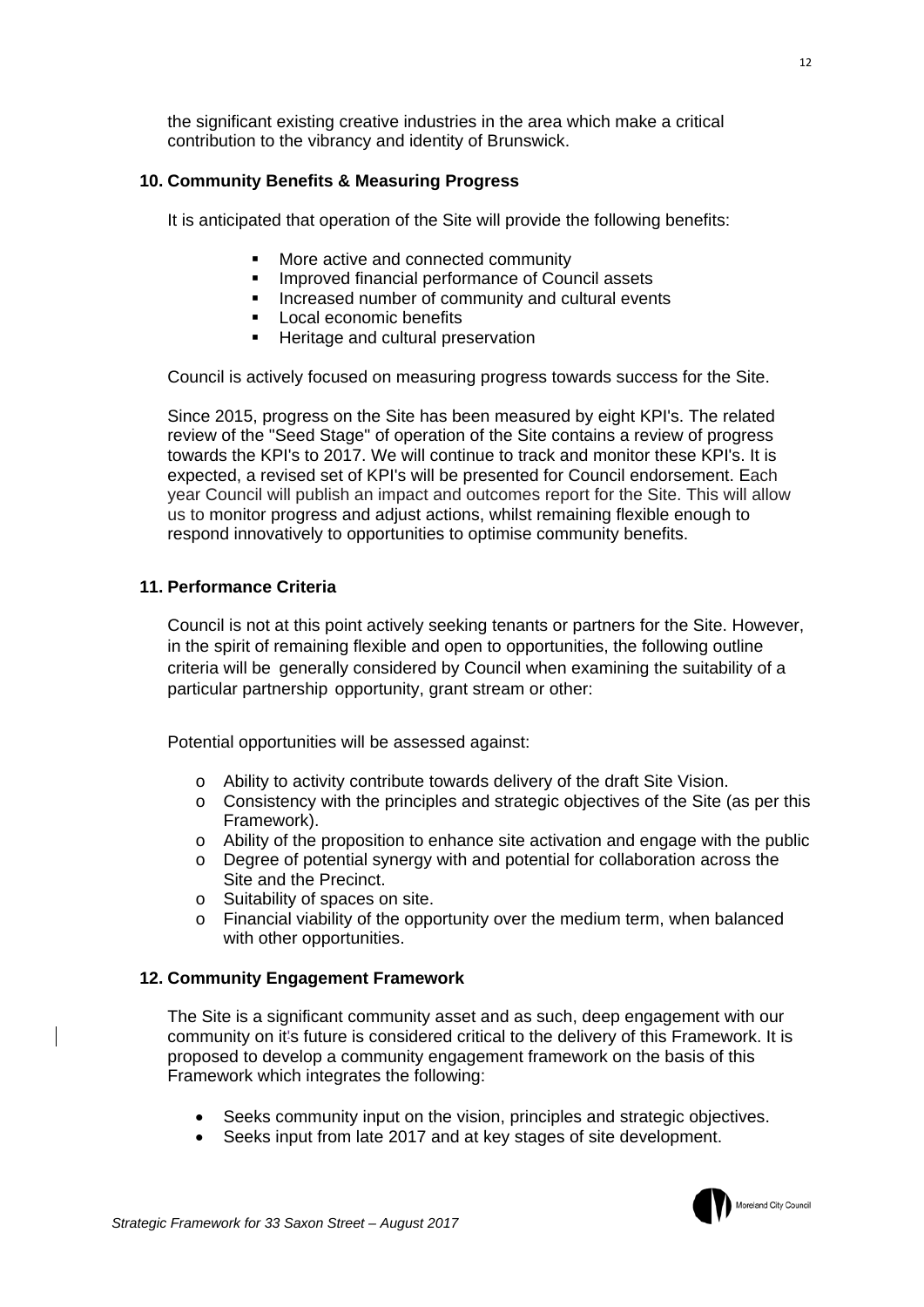the significant existing creative industries in the area which make a critical contribution to the vibrancy and identity of Brunswick.

## 10. Community Benefits & Measuring Progress

It is anticipated that operation of the Site will provide the following benefits:

- More active and connected community
- Improved financial performance of Council assets
- Increased number of community and cultural events
- Local economic benefits
- Heritage and cultural preservation

Council is actively focused on measuring progress towards success for the Site.

Since 2015, progress on the Site has been measured by eight KPI's. The related review of the "Seed Stage" of operation of the Site contains a review of progress towards the KPI's to 2017. We will continue to track and monitor these KPI's. It is expected, a revised set of KPI's will be presented for Council endorsement. Each year Council will publish an impact and outcomes report for the Site. This will allow us to monitor progress and adjust actions, whilst remaining flexible enough to respond innovatively to opportunities to optimise community benefits.

## 11. Performance Criteria

Council is not at this point actively seeking tenants or partners for the Site. However, in the spirit of remaining flexible and open to opportunities, the following outline criteria will be generally considered by Council when examining the suitability of a particular partnership opportunity, grant stream or other:

Potential opportunities will be assessed against:

- Ability to activity contribute towards delivery of the draft Site Vision.
- Consistency with the principles and strategic objectives of the Site (as per this Framework).
- Ability of the proposition to enhance site activation and engage with the public
- Degree of potential synergy with and potential for collaboration across the Site and the Precinct.
- Suitability of spaces on site.
- Financial viability of the opportunity over the medium term, when balanced with other opportunities.

## 12. Community Engagement Framework

The Site is a significant community asset and as such, deep engagement with our community on it's future is considered critical to the delivery of this Framework. It is proposed to develop a community engagement framework on the basis of this Framework which integrates the following:

- Seeks community input on the vision, principles and strategic objectives.
- Seeks input from late 2017 and at key stages of site development.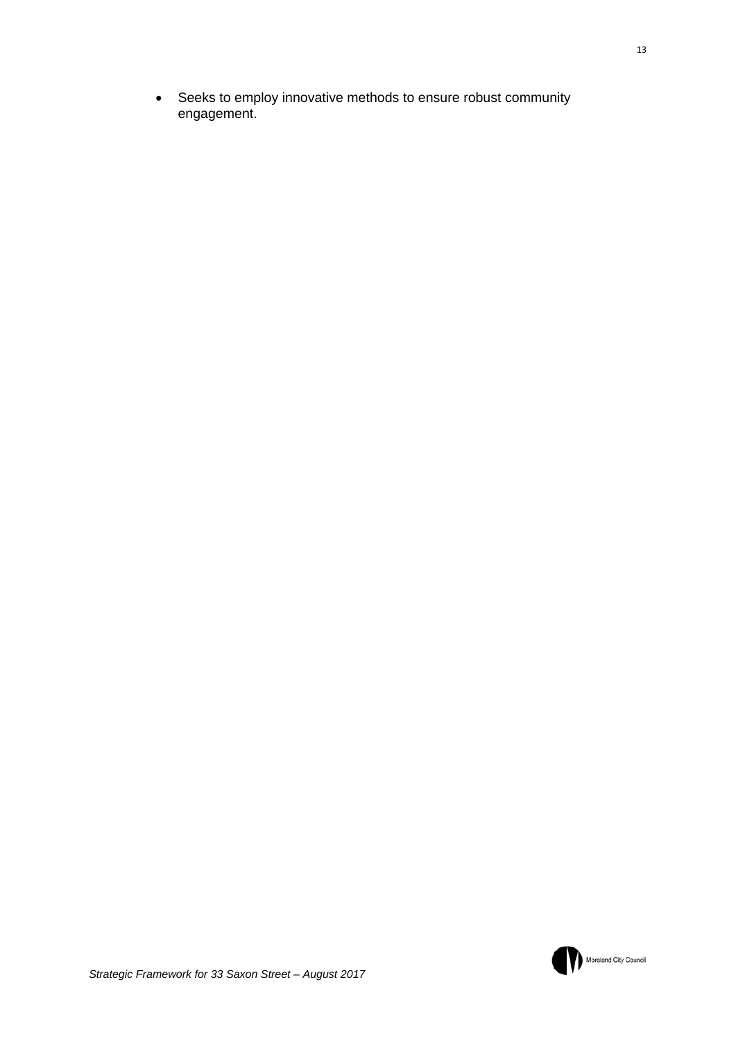- Seeks to employ innovative methods to ensure robust community engagement.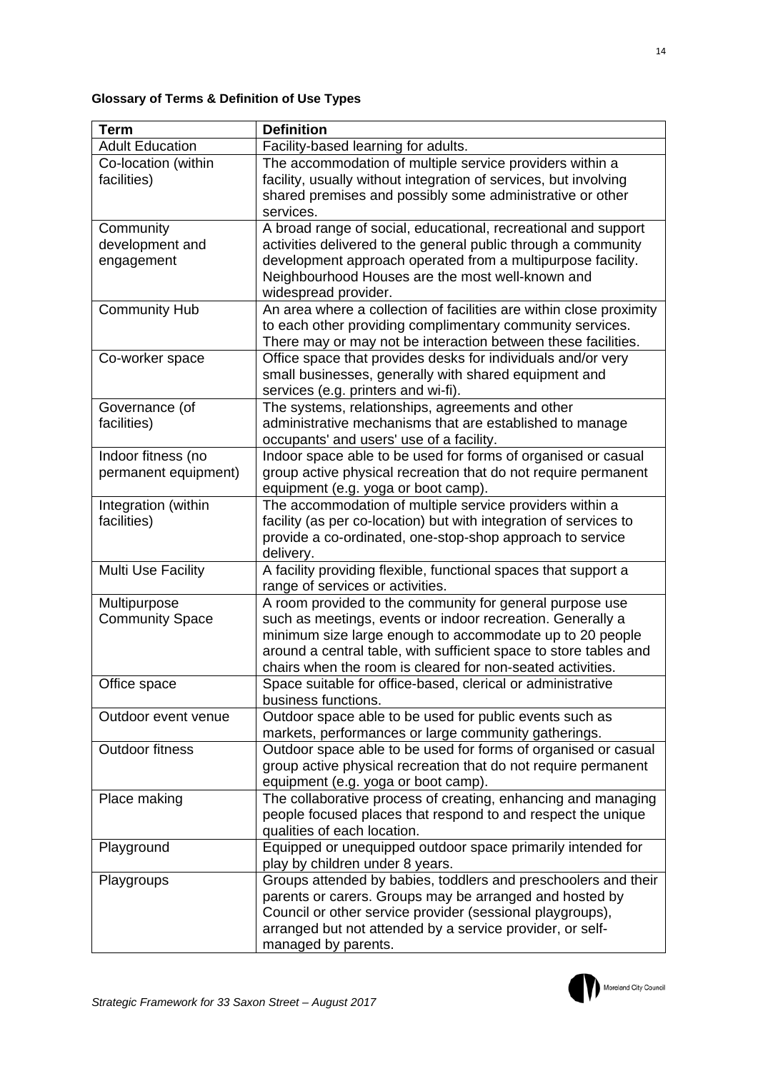**Glossary of Terms & Definition of Use Types**

| Term | Definition |
|---|---|
| Adult Education | Facility-based learning for adults. |
| Co-location (within facilities) | The accommodation of multiple service providers within a facility, usually without integration of services, but involving shared premises and possibly some administrative or other services. |
| Community development and engagement | A broad range of social, educational, recreational and support activities delivered to the general public through a community development approach operated from a multipurpose facility. Neighbourhood Houses are the most well-known and widespread provider. |
| Community Hub | An area where a collection of facilities are within close proximity to each other providing complimentary community services. There may or may not be interaction between these facilities. |
| Co-worker space | Office space that provides desks for individuals and/or very small businesses, generally with shared equipment and services (e.g. printers and wi-fi). |
| Governance (of facilities) | The systems, relationships, agreements and other administrative mechanisms that are established to manage occupants' and users' use of a facility. |
| Indoor fitness (no permanent equipment) | Indoor space able to be used for forms of organised or casual group active physical recreation that do not require permanent equipment (e.g. yoga or boot camp). |
| Integration (within facilities) | The accommodation of multiple service providers within a facility (as per co-location) but with integration of services to provide a co-ordinated, one-stop-shop approach to service delivery. |
| Multi Use Facility | A facility providing flexible, functional spaces that support a range of services or activities. |
| Multipurpose Community Space | A room provided to the community for general purpose use such as meetings, events or indoor recreation. Generally a minimum size large enough to accommodate up to 20 people around a central table, with sufficient space to store tables and chairs when the room is cleared for non-seated activities. |
| Office space | Space suitable for office-based, clerical or administrative business functions. |
| Outdoor event venue | Outdoor space able to be used for public events such as markets, performances or large community gatherings. |
| Outdoor fitness | Outdoor space able to be used for forms of organised or casual group active physical recreation that do not require permanent equipment (e.g. yoga or boot camp). |
| Place making | The collaborative process of creating, enhancing and managing people focused places that respond to and respect the unique qualities of each location. |
| Playground | Equipped or unequipped outdoor space primarily intended for play by children under 8 years. |
| Playgroups | Groups attended by babies, toddlers and preschoolers and their parents or carers. Groups may be arranged and hosted by Council or other service provider (sessional playgroups), arranged but not attended by a service provider, or self-managed by parents. |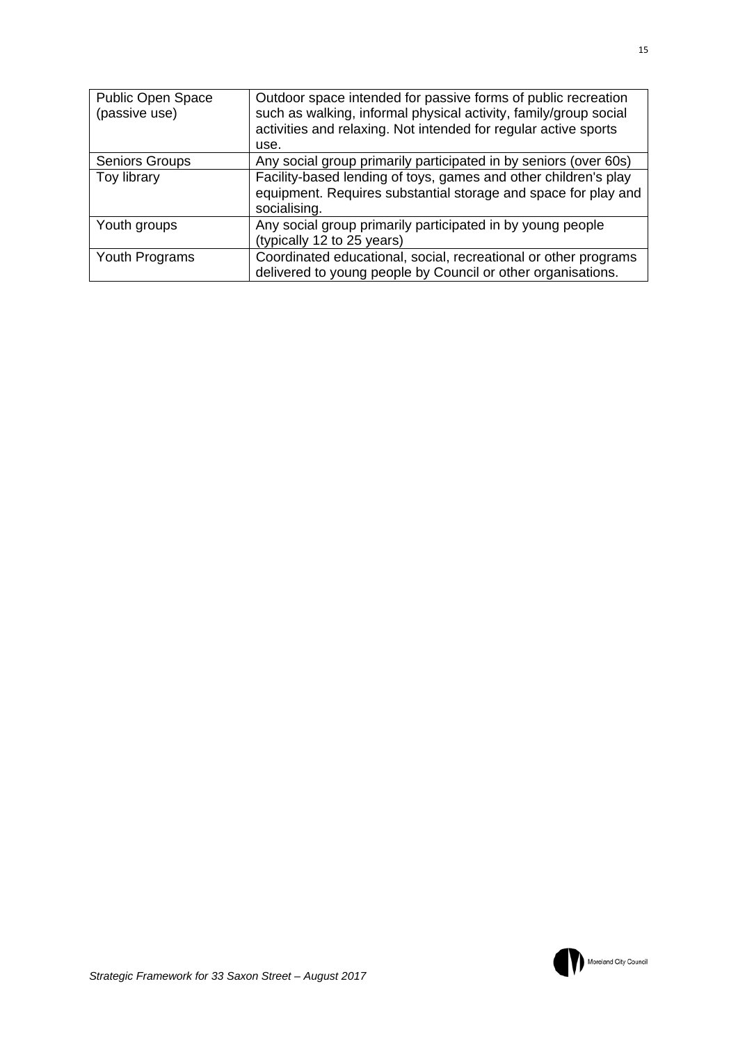| Public Open Space (passive use) | Outdoor space intended for passive forms of public recreation such as walking, informal physical activity, family/group social activities and relaxing. Not intended for regular active sports use. |
| --- | --- |
| Seniors Groups | Any social group primarily participated in by seniors (over 60s) |
| Toy library | Facility-based lending of toys, games and other children's play equipment. Requires substantial storage and space for play and socialising. |
| Youth groups | Any social group primarily participated in by young people (typically 12 to 25 years) |
| Youth Programs | Coordinated educational, social, recreational or other programs delivered to young people by Council or other organisations. |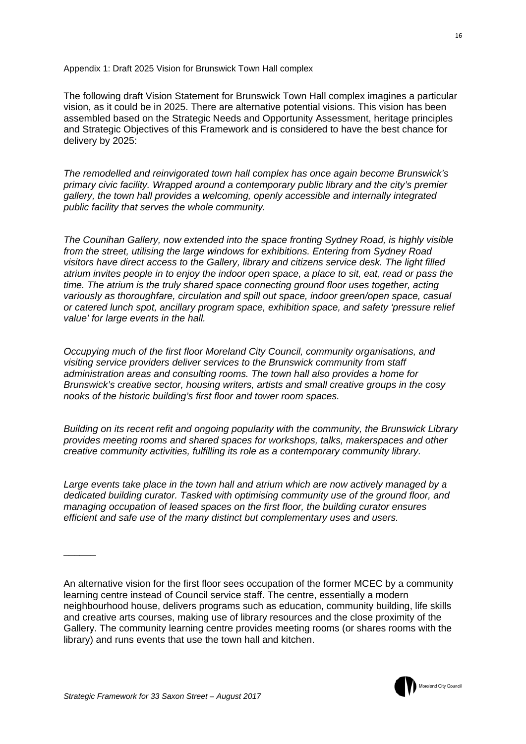Appendix 1: Draft 2025 Vision for Brunswick Town Hall complex

The following draft Vision Statement for Brunswick Town Hall complex imagines a particular vision, as it could be in 2025. There are alternative potential visions. This vision has been assembled based on the Strategic Needs and Opportunity Assessment, heritage principles and Strategic Objectives of this Framework and is considered to have the best chance for delivery by 2025:

*The remodelled and reinvigorated town hall complex has once again become Brunswick's primary civic facility. Wrapped around a contemporary public library and the city's premier gallery, the town hall provides a welcoming, openly accessible and internally integrated public facility that serves the whole community.*

*The Counihan Gallery, now extended into the space fronting Sydney Road, is highly visible from the street, utilising the large windows for exhibitions. Entering from Sydney Road visitors have direct access to the Gallery, library and citizens service desk. The light filled atrium invites people in to enjoy the indoor open space, a place to sit, eat, read or pass the time. The atrium is the truly shared space connecting ground floor uses together, acting variously as thoroughfare, circulation and spill out space, indoor green/open space, casual or catered lunch spot, ancillary program space, exhibition space, and safety 'pressure relief value' for large events in the hall.*

*Occupying much of the first floor Moreland City Council, community organisations, and visiting service providers deliver services to the Brunswick community from staff administration areas and consulting rooms. The town hall also provides a home for Brunswick's creative sector, housing writers, artists and small creative groups in the cosy nooks of the historic building's first floor and tower room spaces.*

*Building on its recent refit and ongoing popularity with the community, the Brunswick Library provides meeting rooms and shared spaces for workshops, talks, makerspaces and other creative community activities, fulfilling its role as a contemporary community library.*

*Large events take place in the town hall and atrium which are now actively managed by a dedicated building curator. Tasked with optimising community use of the ground floor, and managing occupation of leased spaces on the first floor, the building curator ensures efficient and safe use of the many distinct but complementary uses and users.*

______

An alternative vision for the first floor sees occupation of the former MCEC by a community learning centre instead of Council service staff. The centre, essentially a modern neighbourhood house, delivers programs such as education, community building, life skills and creative arts courses, making use of library resources and the close proximity of the Gallery. The community learning centre provides meeting rooms (or shares rooms with the library) and runs events that use the town hall and kitchen.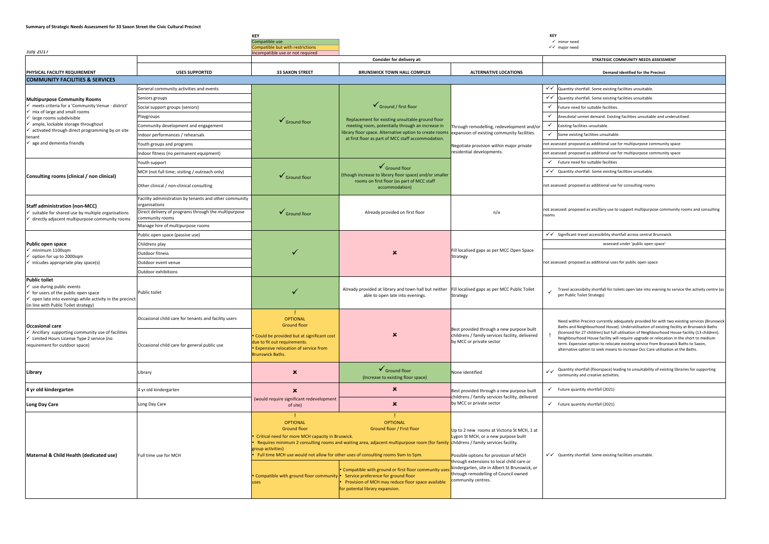**Summary of Strategic Needs Assessment for 33 Saxon Street the Civic Cultural Precinct**

July 2017

**KEY**
- Compatible use
- Compatible but with restrictions
- Incompatible use or not required

**KEY**
- ✓ minor need
- ✓✓ major need

| PHYSICAL FACILITY REQUIREMENT | USES SUPPORTED | Consider for delivery at: 33 SAXON STREET | BRUNSWICK TOWN HALL COMPLEX | ALTERNATIVE LOCATIONS | STRATEGIC COMMUNITY NEEDS ASSESSMENT: Demand identfied for the Precinct |
|---|---|---|---|---|---|
| **COMMUNITY FACILITIES & SERVICES** | | | | | |
| **Multipurpose Community Rooms**<br>✓ meets criteria for a 'Community Venue - district'<br>✓ mix of large and small rooms<br>✓ large rooms subdivisible<br>✓ ample, lockable storage throughout<br>✓ activated through direct programming by on site tenant<br>✓ age and dementia friendly | General community activities and events | ✓ Ground floor | ✓ Ground / first floor<br><br>Replacement for existing unsuitable ground floor meeting room, potentially through an increase in library floor space. Alternative option to create rooms at first floor as part of MCC staff accommodation. | Through remodelling, redevelopment and/or expansion of existing community facilities.<br><br>Negotiate provision within major private residential developments. | ✓✓ Quantity shortfall. Some existing facilities unsuitable. |
| | Seniors groups | | | | ✓✓ Quantity shortfall. Some existing facilities unsuitable. |
| | Social support groups (seniors) | | | | ✓ Future need for suitable facilities. |
| | Playgroups | | | | ✓ Anecdotal unmet demand. Existing facilities unsuitable and underutilised. |
| | Community development and engagement | | | | ✓ Existing facilities unsuitable. |
| | Indoor performances / rehearsals | | | | ✓ Some existing facilities unsuitable. |
| | Youth groups and programs | | | | not assessed: proposed as additional use for multipurpose community space |
| | Indoor fitness (no permanent equipment) | | | | not assessed: proposed as additional use for multipurpose community space |
| **Consulting rooms (clinical / non clinical)** | Youth support | ✓ Ground floor | ✓ Ground floor<br>(though increase to library floor space) and/or smaller rooms on first floor (as part of MCC staff accommodation) | | ✓ Future need for suitable facilities |
| | MCH (not full time; visiting / outreach only) | | | | ✓✓ Quantity shortfall. Some existing facilities unsuitable. |
| | Other clinical / non-clinical consulting | | | | not assessed: proposed as additional use for consulting rooms |
| **Staff administration (non-MCC)**<br>✓ suitable for shared use by multiple organisations<br>✓ directly adjacent multipurpose community rooms | Facility administration by tenants and other community organisations | ✓ Ground floor | Already provided on first floor | n/a | not assessed: proposed as ancillary use to support multipurpose community rooms and consulting rooms |
| | Direct delivery of programs through the multipurpose community rooms | | | | |
| | Manage hire of multipurpose rooms | | | | |
| **Public open space**<br>✓ minimum 1100sqm<br>✓ option for up to 2000sqm<br>✓ inlcudes appropriate play space(s) | Public open space (passive use) | ✓ | ✖ | Fill localised gaps as per MCC Open Space Strategy | ✓✓ Significant travel accessibility shortfall across central Brunswick |
| | Childrens play | | | | assessed under 'public open space' |
| | Outdoor fitness | | | | not assessed: proposed as additional uses for public open space |
| | Outdoor event venue | | | | |
| | Outdoor exhibitions | | | | |
| **Public toilet**<br>✓ use during public events<br>✓ for users of the public open space<br>✓ open late into evenings while activity in the precinct (in line with Public Toilet strategy) | Public toilet | ✓ | Already provided at library and town hall but neither able to open late into evenings. | Fill localised gaps as per MCC Public Toilet Strategy | ✓ Travel accessibilty shortfall for toilets open late into evening to service the activity centre (as per Public Toilet Strategy) |
| **Occasional care**<br>✓ Ancillary supporting community use of facilities<br>✓ Limited Hours License Type 2 service (no requirement for outdoor space) | Occasional child care for tenants and facility users | !<br>OPTIONAL<br>Ground floor<br><br>• Could be provided but at significant cost due to fit out requirements.<br>• Expensive relocation of service from Brunswick Baths. | ✖ | Best provided through a new purpose built childrens / family services facility, delivered by MCC or private sector | ! Need within Precinct currently adequately provided for with two existing services (Brunswick Baths and Neighbourhood House). Underutilisation of existing facility at Brunswick Baths (licenced for 27 children) but full utilisation of Neighbourhood House facility (13 children). Neighbourhood House facility will require upgrade or relocation in the short to medium term. Expensive option to relocate existing service from Brunswick Baths to Saxon, alternative option to seek means to increase Occ Care utilisation at the Baths. |
| | Occasional child care for general public use | | | | |
| **Library** | Library | ✖ | ✓ Ground floor<br>(Increase to existing floor space) | None identified | ✓✓ Quantity shortfall (floorspace) leading to unsuitability of existing libraries for supporting community and creative activities. |
| **4 yr old kindergarten** | 4 yr old kindergarten | ✖<br>(would require significant redevelopment of site) | ✖ | Best provided through a new purpose built childrens / family services facility, delivered by MCC or private sector | ✓ Future quantity shortfall (2021) |
| **Long Day Care** | Long Day Care | | ✖ | | ✓ Future quantity shortfall (2021) |
| **Maternal & Child Health (dedicated use)** | Full time use for MCH | !<br>OPTIONAL<br>Ground floor<br><br>• Critical need for more MCH capacity in Bruswick.<br>• Requires minimum 2 consulting rooms and waiting area, adjacent multipurpose room (for family group activities)<br>• Full time MCH use would not allow for other uses of consulting rooms 9am to 5pm.<br><br>• Compatible with ground floor community uses | !<br>OPTIONAL<br>Ground floor / First floor<br><br>• Compatible with ground or first floor community uses<br>• Service preference for ground floor<br>• Provision of MCH may reduce floor space available for potential library expansion. | Up to 2 new rooms at Victoria St MCH, 1 at Lygon St MCH, or a new purpose built childrens / family services facility.<br><br>Possible options for provision of MCH through extensions to local child care or kindergarten, site in Albert St Brunswick, or through remodelling of Council owned community centres. | ✓✓ Quantity shortfall. Some existing facilities unsuitable. |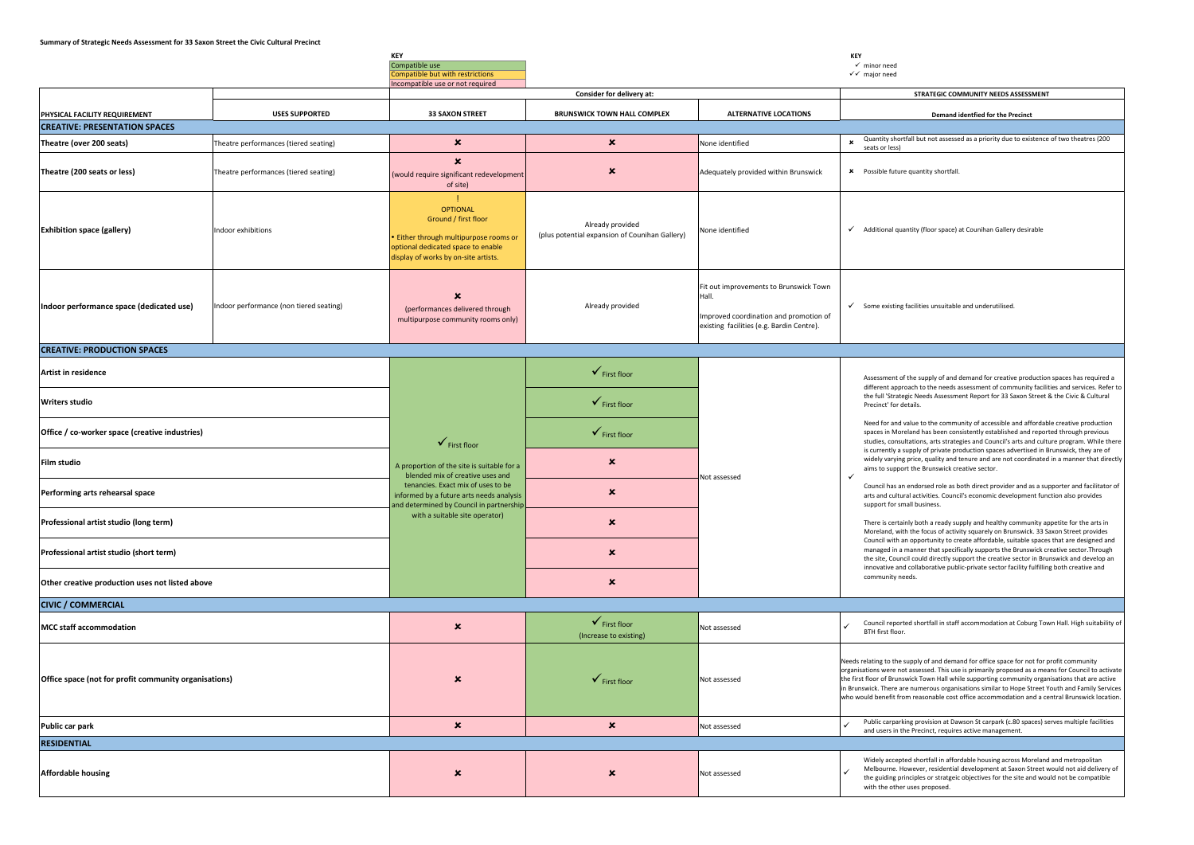**Summary of Strategic Needs Assessment for 33 Saxon Street the Civic Cultural Precinct**

**KEY**
- Compatible use
- Compatible but with restrictions
- Incompatible use or not required

**KEY**
- ✓ minor need
- ✓✓ major need

| PHYSICAL FACILITY REQUIREMENT | USES SUPPORTED | Consider for delivery at: 33 SAXON STREET | Consider for delivery at: BRUNSWICK TOWN HALL COMPLEX | Consider for delivery at: ALTERNATIVE LOCATIONS | STRATEGIC COMMUNITY NEEDS ASSESSMENT: Demand identfied for the Precinct |
|---|---|---|---|---|---|
| **CREATIVE: PRESENTATION SPACES** | | | | | |
| **Theatre (over 200 seats)** | Theatre performances (tiered seating) | ✘ | ✘ | None identified | ✘ Quantity shortfall but not assessed as a priority due to existence of two theatres (200 seats or less) |
| **Theatre (200 seats or less)** | Theatre performances (tiered seating) | ✘ (would require significant redevelopment of site) | ✘ | Adequately provided within Brunswick | ✘ Possible future quantity shortfall. |
| **Exhibition space (gallery)** | Indoor exhibitions | ! OPTIONAL Ground / first floor • Either through multipurpose rooms or optional dedicated space to enable display of works by on-site artists. | Already provided (plus potential expansion of Counihan Gallery) | None identified | ✓ Additional quantity (floor space) at Counihan Gallery desirable |
| **Indoor performance space (dedicated use)** | Indoor performance (non tiered seating) | ✘ (performances delivered through multipurpose community rooms only) | Already provided | Fit out improvements to Brunswick Town Hall. Improved coordination and promotion of existing facilities (e.g. Bardin Centre). | ✓ Some existing facilities unsuitable and underutilised. |
| **CREATIVE: PRODUCTION SPACES** | | | | | |
| **Artist in residence** | | ✓ First floor A proportion of the site is suitable for a blended mix of creative uses and tenancies. Exact mix of uses to be informed by a future arts needs analysis and determined by Council in partnership with a suitable site operator) | ✓ First floor | Not assessed | ✓ Assessment of the supply of and demand for creative production spaces has required a different approach to the needs assessment of community facilities and services. Refer to the full 'Strategic Needs Assessment Report for 33 Saxon Street & the Civic & Cultural Precinct' for details. Need for and value to the community of accessible and affordable creative production spaces in Moreland has been consistently established and reported through previous studies, consultations, arts strategies and Council's arts and culture program. While there is currently a supply of private production spaces advertised in Brunswick, they are of widely varying price, quality and tenure and are not coordinated in a manner that directly aims to support the Brunswick creative sector. Council has an endorsed role as both direct provider and as a supporter and facilitator of arts and cultural activities. Council's economic development function also provides support for small business. There is certainly both a ready supply and healthy community appetite for the arts in Moreland, with the focus of activity squarely on Brunswick. 33 Saxon Street provides Council with an opportunity to create affordable, suitable spaces that are designed and managed in a manner that specifically supports the Brunswick creative sector.Through the site, Council could directly support the creative sector in Brunswick and develop an innovative and collaborative public-private sector facility fulfilling both creative and community needs. |
| **Writers studio** | | | ✓ First floor | | |
| **Office / co-worker space (creative industries)** | | | ✓ First floor | | |
| **Film studio** | | | ✘ | | |
| **Performing arts rehearsal space** | | | ✘ | | |
| **Professional artist studio (long term)** | | | ✘ | | |
| **Professional artist studio (short term)** | | | ✘ | | |
| **Other creative production uses not listed above** | | | ✘ | | |
| **CIVIC / COMMERCIAL** | | | | | |
| **MCC staff accommodation** | | ✘ | ✓ First floor (Increase to existing) | Not assessed | ✓ Council reported shortfall in staff accommodation at Coburg Town Hall. High suitability of BTH first floor. |
| **Office space (not for profit community organisations)** | | ✘ | ✓ First floor | Not assessed | Needs relating to the supply of and demand for office space for not for profit community organisations were not assessed. This use is primarily proposed as a means for Council to activate the first floor of Brunswick Town Hall while supporting community organisations that are active in Brunswick. There are numerous organisations similar to Hope Street Youth and Family Services who would benefit from reasonable cost office accommodation and a central Brunswick location. |
| **Public car park** | | ✘ | ✘ | Not assessed | ✓ Public carparking provision at Dawson St carpark (c.80 spaces) serves multiple facilities and users in the Precinct, requires active management. |
| **RESIDENTIAL** | | | | | |
| **Affordable housing** | | ✘ | ✘ | Not assessed | ✓ Widely accepted shortfall in affordable housing across Moreland and metropolitan Melbourne. However, residential development at Saxon Street would not aid delivery of the guiding principles or stratgeic objectives for the site and would not be compatible with the other uses proposed. |